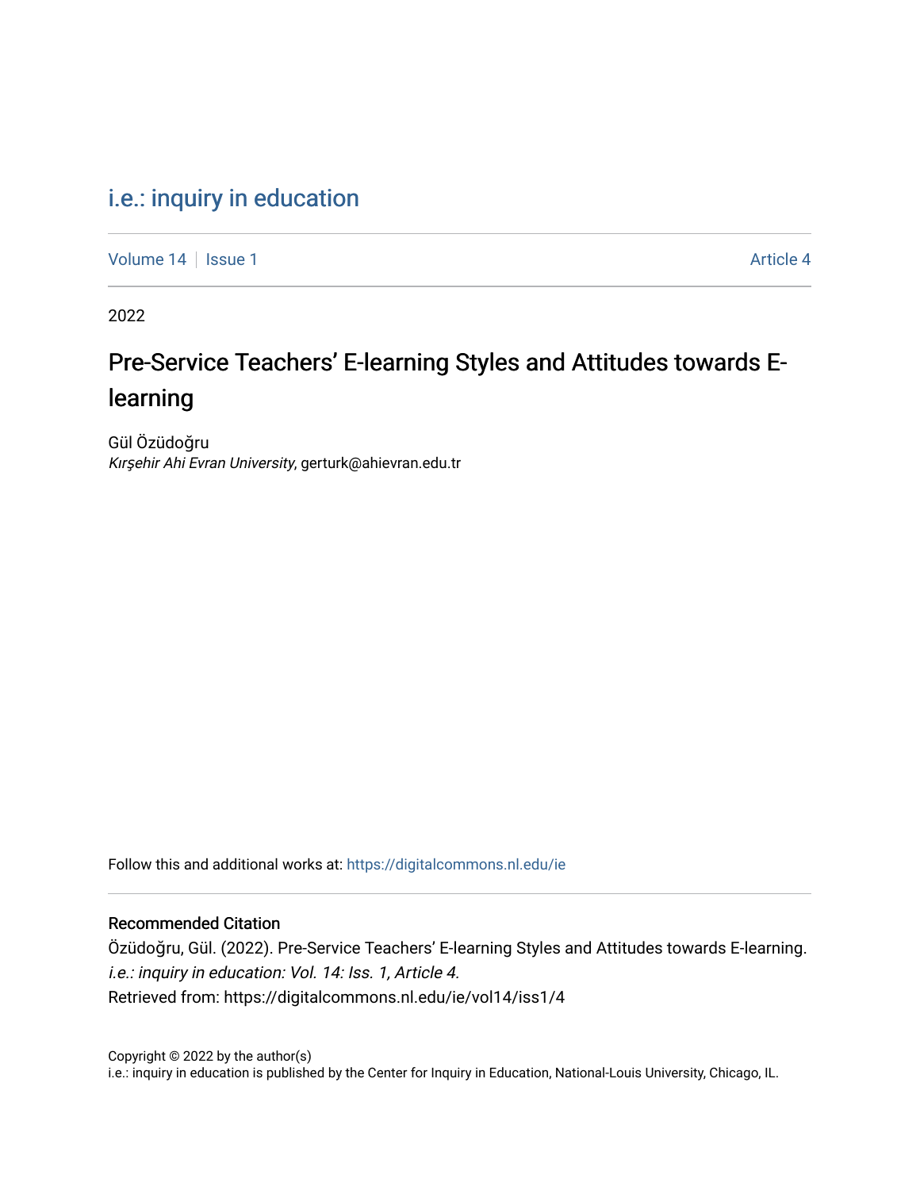i.e.: inquiry in education

Volume 14 | Issue 1 | Article 4

2022

# Pre-Service Teachers' E-learning Styles and Attitudes towards E-learning

Gül Özüdoğru
*Kırşehir Ahi Evran University*, gerturk@ahievran.edu.tr

Follow this and additional works at: https://digitalcommons.nl.edu/ie

## Recommended Citation

Özüdoğru, Gül. (2022). Pre-Service Teachers' E-learning Styles and Attitudes towards E-learning. *i.e.: inquiry in education: Vol. 14: Iss. 1, Article 4.*
Retrieved from: https://digitalcommons.nl.edu/ie/vol14/iss1/4

Copyright © 2022 by the author(s)
i.e.: inquiry in education is published by the Center for Inquiry in Education, National-Louis University, Chicago, IL.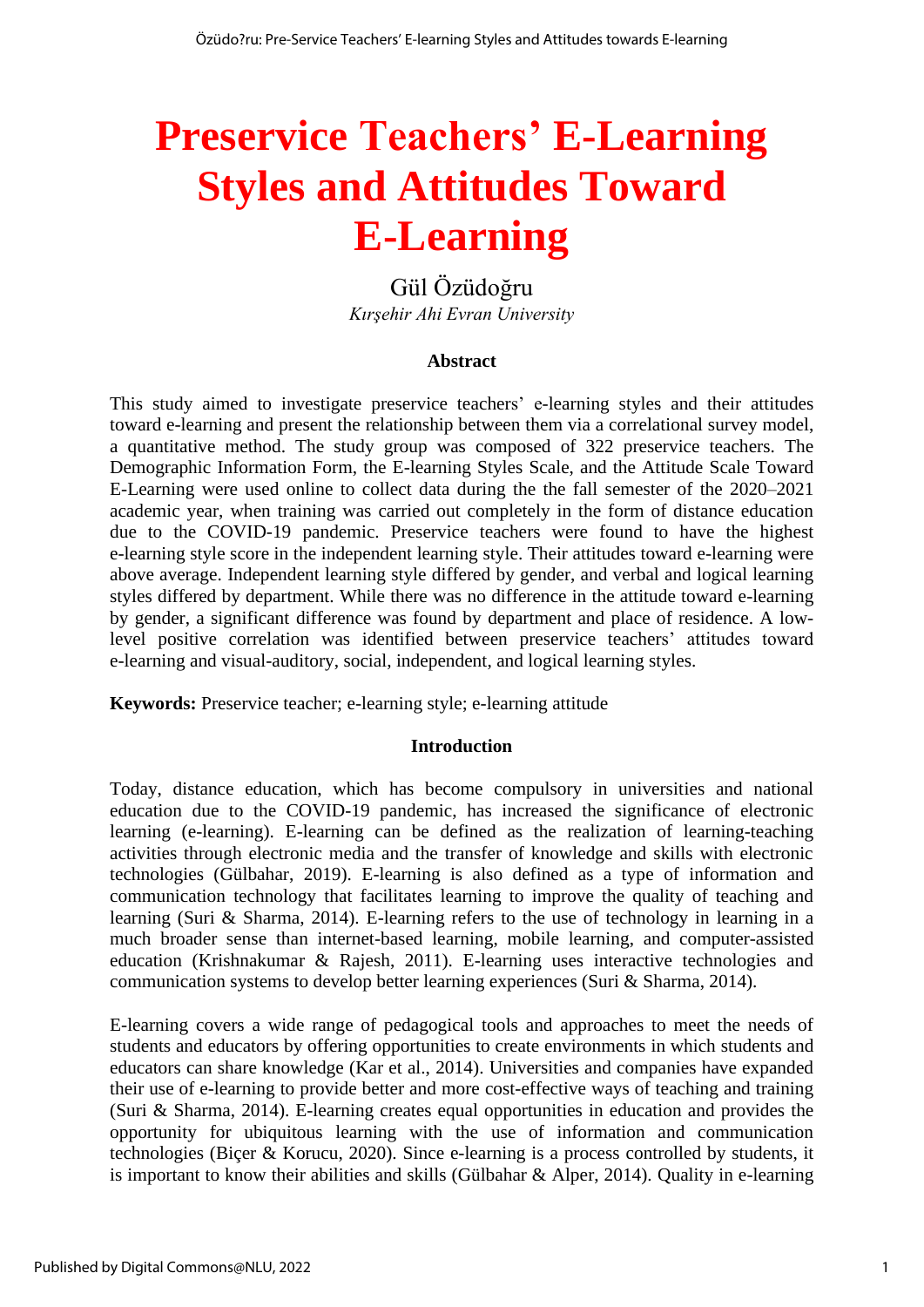# Preservice Teachers' E-Learning Styles and Attitudes Toward E-Learning

Gül Özüdoğru

*Kırşehir Ahi Evran University*

### Abstract

This study aimed to investigate preservice teachers' e-learning styles and their attitudes toward e-learning and present the relationship between them via a correlational survey model, a quantitative method. The study group was composed of 322 preservice teachers. The Demographic Information Form, the E-learning Styles Scale, and the Attitude Scale Toward E-Learning were used online to collect data during the the fall semester of the 2020–2021 academic year, when training was carried out completely in the form of distance education due to the COVID-19 pandemic. Preservice teachers were found to have the highest e-learning style score in the independent learning style. Their attitudes toward e-learning were above average. Independent learning style differed by gender, and verbal and logical learning styles differed by department. While there was no difference in the attitude toward e-learning by gender, a significant difference was found by department and place of residence. A low-level positive correlation was identified between preservice teachers' attitudes toward e-learning and visual-auditory, social, independent, and logical learning styles.

**Keywords:** Preservice teacher; e-learning style; e-learning attitude

### Introduction

Today, distance education, which has become compulsory in universities and national education due to the COVID-19 pandemic, has increased the significance of electronic learning (e-learning). E-learning can be defined as the realization of learning-teaching activities through electronic media and the transfer of knowledge and skills with electronic technologies (Gülbahar, 2019). E-learning is also defined as a type of information and communication technology that facilitates learning to improve the quality of teaching and learning (Suri & Sharma, 2014). E-learning refers to the use of technology in learning in a much broader sense than internet-based learning, mobile learning, and computer-assisted education (Krishnakumar & Rajesh, 2011). E-learning uses interactive technologies and communication systems to develop better learning experiences (Suri & Sharma, 2014).

E-learning covers a wide range of pedagogical tools and approaches to meet the needs of students and educators by offering opportunities to create environments in which students and educators can share knowledge (Kar et al., 2014). Universities and companies have expanded their use of e-learning to provide better and more cost-effective ways of teaching and training (Suri & Sharma, 2014). E-learning creates equal opportunities in education and provides the opportunity for ubiquitous learning with the use of information and communication technologies (Biçer & Korucu, 2020). Since e-learning is a process controlled by students, it is important to know their abilities and skills (Gülbahar & Alper, 2014). Quality in e-learning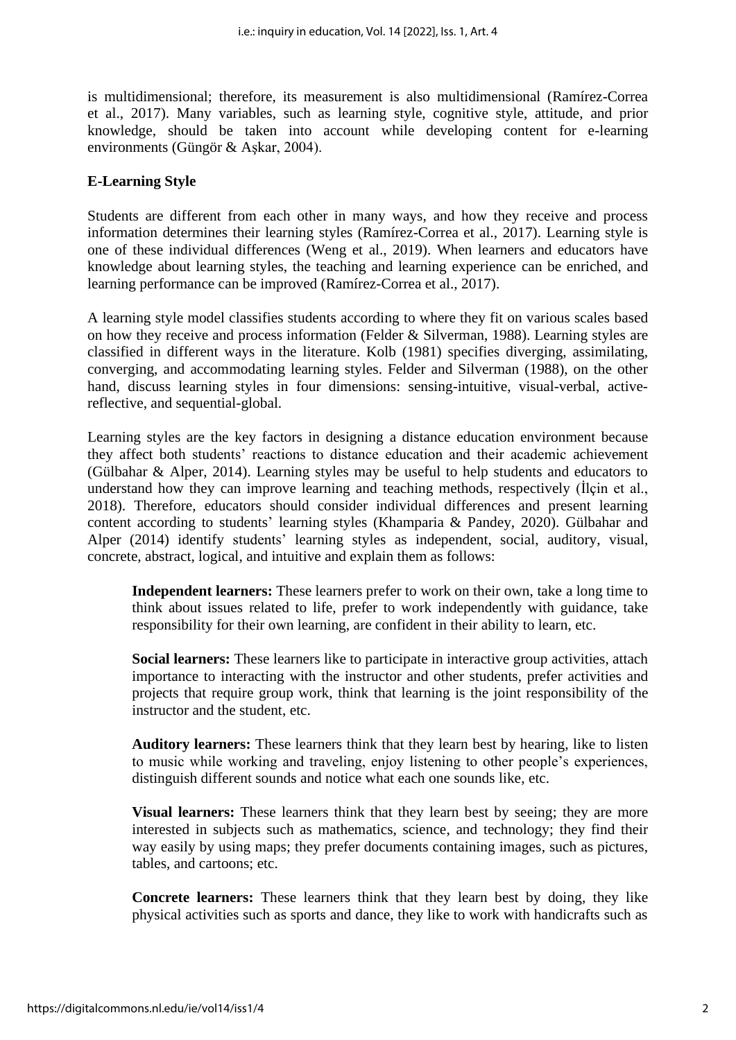is multidimensional; therefore, its measurement is also multidimensional (Ramírez-Correa et al., 2017). Many variables, such as learning style, cognitive style, attitude, and prior knowledge, should be taken into account while developing content for e-learning environments (Güngör & Aşkar, 2004).

## E-Learning Style

Students are different from each other in many ways, and how they receive and process information determines their learning styles (Ramírez-Correa et al., 2017). Learning style is one of these individual differences (Weng et al., 2019). When learners and educators have knowledge about learning styles, the teaching and learning experience can be enriched, and learning performance can be improved (Ramírez-Correa et al., 2017).

A learning style model classifies students according to where they fit on various scales based on how they receive and process information (Felder & Silverman, 1988). Learning styles are classified in different ways in the literature. Kolb (1981) specifies diverging, assimilating, converging, and accommodating learning styles. Felder and Silverman (1988), on the other hand, discuss learning styles in four dimensions: sensing-intuitive, visual-verbal, active-reflective, and sequential-global.

Learning styles are the key factors in designing a distance education environment because they affect both students' reactions to distance education and their academic achievement (Gülbahar & Alper, 2014). Learning styles may be useful to help students and educators to understand how they can improve learning and teaching methods, respectively (İlçin et al., 2018). Therefore, educators should consider individual differences and present learning content according to students' learning styles (Khamparia & Pandey, 2020). Gülbahar and Alper (2014) identify students' learning styles as independent, social, auditory, visual, concrete, abstract, logical, and intuitive and explain them as follows:

> **Independent learners:** These learners prefer to work on their own, take a long time to think about issues related to life, prefer to work independently with guidance, take responsibility for their own learning, are confident in their ability to learn, etc.
>
> **Social learners:** These learners like to participate in interactive group activities, attach importance to interacting with the instructor and other students, prefer activities and projects that require group work, think that learning is the joint responsibility of the instructor and the student, etc.
>
> **Auditory learners:** These learners think that they learn best by hearing, like to listen to music while working and traveling, enjoy listening to other people's experiences, distinguish different sounds and notice what each one sounds like, etc.
>
> **Visual learners:** These learners think that they learn best by seeing; they are more interested in subjects such as mathematics, science, and technology; they find their way easily by using maps; they prefer documents containing images, such as pictures, tables, and cartoons; etc.
>
> **Concrete learners:** These learners think that they learn best by doing, they like physical activities such as sports and dance, they like to work with handicrafts such as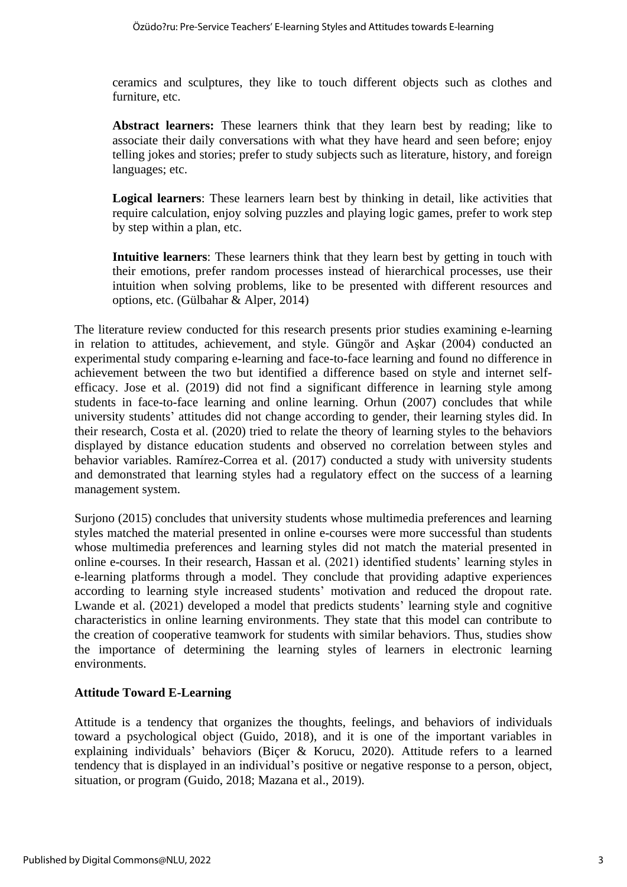ceramics and sculptures, they like to touch different objects such as clothes and furniture, etc.

**Abstract learners:** These learners think that they learn best by reading; like to associate their daily conversations with what they have heard and seen before; enjoy telling jokes and stories; prefer to study subjects such as literature, history, and foreign languages; etc.

**Logical learners**: These learners learn best by thinking in detail, like activities that require calculation, enjoy solving puzzles and playing logic games, prefer to work step by step within a plan, etc.

**Intuitive learners**: These learners think that they learn best by getting in touch with their emotions, prefer random processes instead of hierarchical processes, use their intuition when solving problems, like to be presented with different resources and options, etc. (Gülbahar & Alper, 2014)

The literature review conducted for this research presents prior studies examining e-learning in relation to attitudes, achievement, and style. Güngör and Aşkar (2004) conducted an experimental study comparing e-learning and face-to-face learning and found no difference in achievement between the two but identified a difference based on style and internet self-efficacy. Jose et al. (2019) did not find a significant difference in learning style among students in face-to-face learning and online learning. Orhun (2007) concludes that while university students' attitudes did not change according to gender, their learning styles did. In their research, Costa et al. (2020) tried to relate the theory of learning styles to the behaviors displayed by distance education students and observed no correlation between styles and behavior variables. Ramírez-Correa et al. (2017) conducted a study with university students and demonstrated that learning styles had a regulatory effect on the success of a learning management system.

Surjono (2015) concludes that university students whose multimedia preferences and learning styles matched the material presented in online e-courses were more successful than students whose multimedia preferences and learning styles did not match the material presented in online e-courses. In their research, Hassan et al. (2021) identified students' learning styles in e-learning platforms through a model. They conclude that providing adaptive experiences according to learning style increased students' motivation and reduced the dropout rate. Lwande et al. (2021) developed a model that predicts students' learning style and cognitive characteristics in online learning environments. They state that this model can contribute to the creation of cooperative teamwork for students with similar behaviors. Thus, studies show the importance of determining the learning styles of learners in electronic learning environments.

## Attitude Toward E-Learning

Attitude is a tendency that organizes the thoughts, feelings, and behaviors of individuals toward a psychological object (Guido, 2018), and it is one of the important variables in explaining individuals' behaviors (Biçer & Korucu, 2020). Attitude refers to a learned tendency that is displayed in an individual's positive or negative response to a person, object, situation, or program (Guido, 2018; Mazana et al., 2019).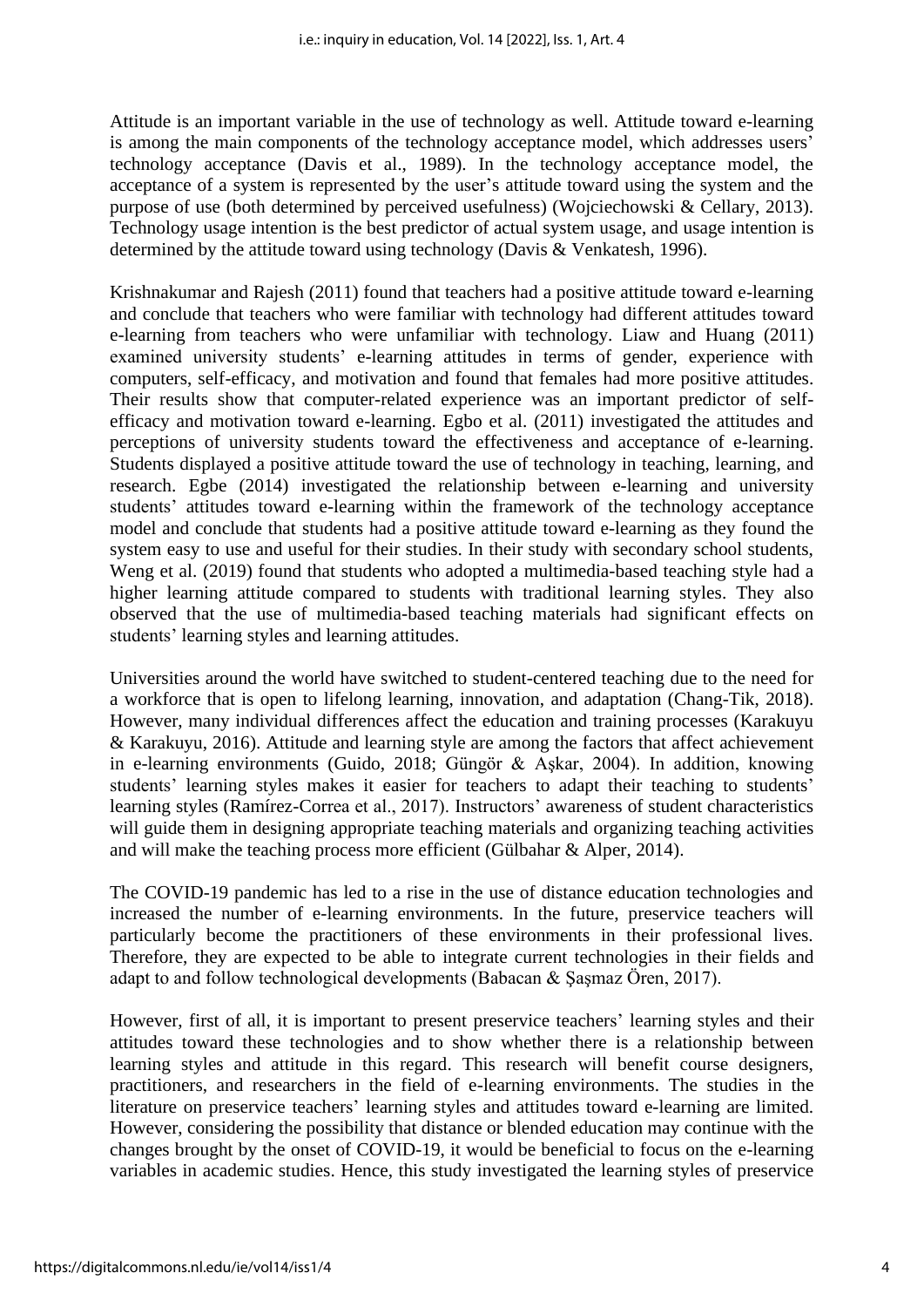Attitude is an important variable in the use of technology as well. Attitude toward e-learning is among the main components of the technology acceptance model, which addresses users' technology acceptance (Davis et al., 1989). In the technology acceptance model, the acceptance of a system is represented by the user's attitude toward using the system and the purpose of use (both determined by perceived usefulness) (Wojciechowski & Cellary, 2013). Technology usage intention is the best predictor of actual system usage, and usage intention is determined by the attitude toward using technology (Davis & Venkatesh, 1996).

Krishnakumar and Rajesh (2011) found that teachers had a positive attitude toward e-learning and conclude that teachers who were familiar with technology had different attitudes toward e-learning from teachers who were unfamiliar with technology. Liaw and Huang (2011) examined university students' e-learning attitudes in terms of gender, experience with computers, self-efficacy, and motivation and found that females had more positive attitudes. Their results show that computer-related experience was an important predictor of self-efficacy and motivation toward e-learning. Egbo et al. (2011) investigated the attitudes and perceptions of university students toward the effectiveness and acceptance of e-learning. Students displayed a positive attitude toward the use of technology in teaching, learning, and research. Egbe (2014) investigated the relationship between e-learning and university students' attitudes toward e-learning within the framework of the technology acceptance model and conclude that students had a positive attitude toward e-learning as they found the system easy to use and useful for their studies. In their study with secondary school students, Weng et al. (2019) found that students who adopted a multimedia-based teaching style had a higher learning attitude compared to students with traditional learning styles. They also observed that the use of multimedia-based teaching materials had significant effects on students' learning styles and learning attitudes.

Universities around the world have switched to student-centered teaching due to the need for a workforce that is open to lifelong learning, innovation, and adaptation (Chang-Tik, 2018). However, many individual differences affect the education and training processes (Karakuyu & Karakuyu, 2016). Attitude and learning style are among the factors that affect achievement in e-learning environments (Guido, 2018; Güngör & Aşkar, 2004). In addition, knowing students' learning styles makes it easier for teachers to adapt their teaching to students' learning styles (Ramírez-Correa et al., 2017). Instructors' awareness of student characteristics will guide them in designing appropriate teaching materials and organizing teaching activities and will make the teaching process more efficient (Gülbahar & Alper, 2014).

The COVID-19 pandemic has led to a rise in the use of distance education technologies and increased the number of e-learning environments. In the future, preservice teachers will particularly become the practitioners of these environments in their professional lives. Therefore, they are expected to be able to integrate current technologies in their fields and adapt to and follow technological developments (Babacan & Şaşmaz Ören, 2017).

However, first of all, it is important to present preservice teachers' learning styles and their attitudes toward these technologies and to show whether there is a relationship between learning styles and attitude in this regard. This research will benefit course designers, practitioners, and researchers in the field of e-learning environments. The studies in the literature on preservice teachers' learning styles and attitudes toward e-learning are limited. However, considering the possibility that distance or blended education may continue with the changes brought by the onset of COVID-19, it would be beneficial to focus on the e-learning variables in academic studies. Hence, this study investigated the learning styles of preservice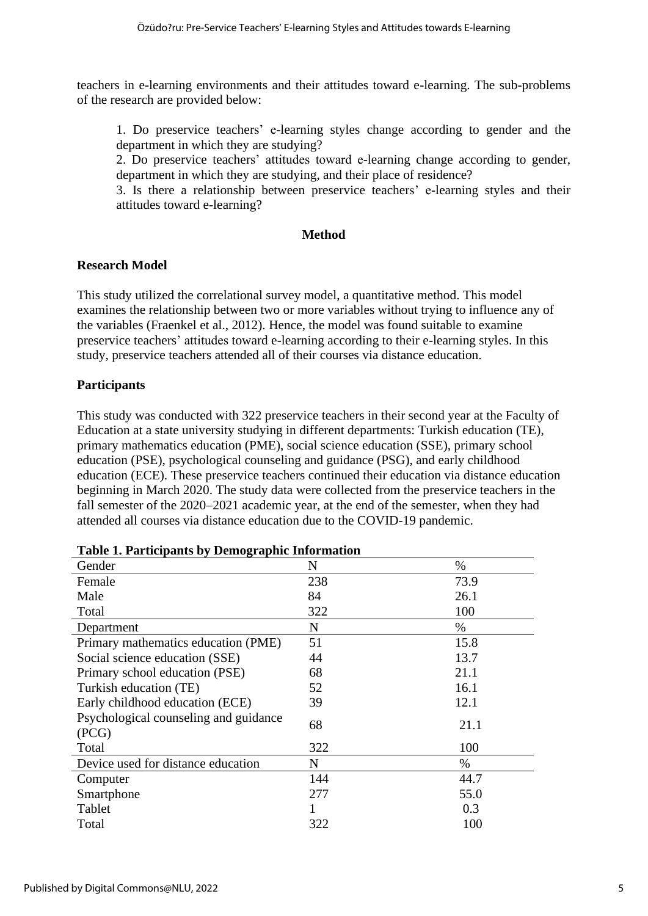teachers in e-learning environments and their attitudes toward e-learning. The sub-problems of the research are provided below:

1. Do preservice teachers' e-learning styles change according to gender and the department in which they are studying?
2. Do preservice teachers' attitudes toward e-learning change according to gender, department in which they are studying, and their place of residence?
3. Is there a relationship between preservice teachers' e-learning styles and their attitudes toward e-learning?

## Method

### Research Model

This study utilized the correlational survey model, a quantitative method. This model examines the relationship between two or more variables without trying to influence any of the variables (Fraenkel et al., 2012). Hence, the model was found suitable to examine preservice teachers' attitudes toward e-learning according to their e-learning styles. In this study, preservice teachers attended all of their courses via distance education.

### Participants

This study was conducted with 322 preservice teachers in their second year at the Faculty of Education at a state university studying in different departments: Turkish education (TE), primary mathematics education (PME), social science education (SSE), primary school education (PSE), psychological counseling and guidance (PSG), and early childhood education (ECE). These preservice teachers continued their education via distance education beginning in March 2020. The study data were collected from the preservice teachers in the fall semester of the 2020–2021 academic year, at the end of the semester, when they had attended all courses via distance education due to the COVID-19 pandemic.

**Table 1. Participants by Demographic Information**

| Gender | N | % |
|---|---|---|
| Female | 238 | 73.9 |
| Male | 84 | 26.1 |
| Total | 322 | 100 |
| Department | N | % |
| Primary mathematics education (PME) | 51 | 15.8 |
| Social science education (SSE) | 44 | 13.7 |
| Primary school education (PSE) | 68 | 21.1 |
| Turkish education (TE) | 52 | 16.1 |
| Early childhood education (ECE) | 39 | 12.1 |
| Psychological counseling and guidance (PCG) | 68 | 21.1 |
| Total | 322 | 100 |
| Device used for distance education | N | % |
| Computer | 144 | 44.7 |
| Smartphone | 277 | 55.0 |
| Tablet | 1 | 0.3 |
| Total | 322 | 100 |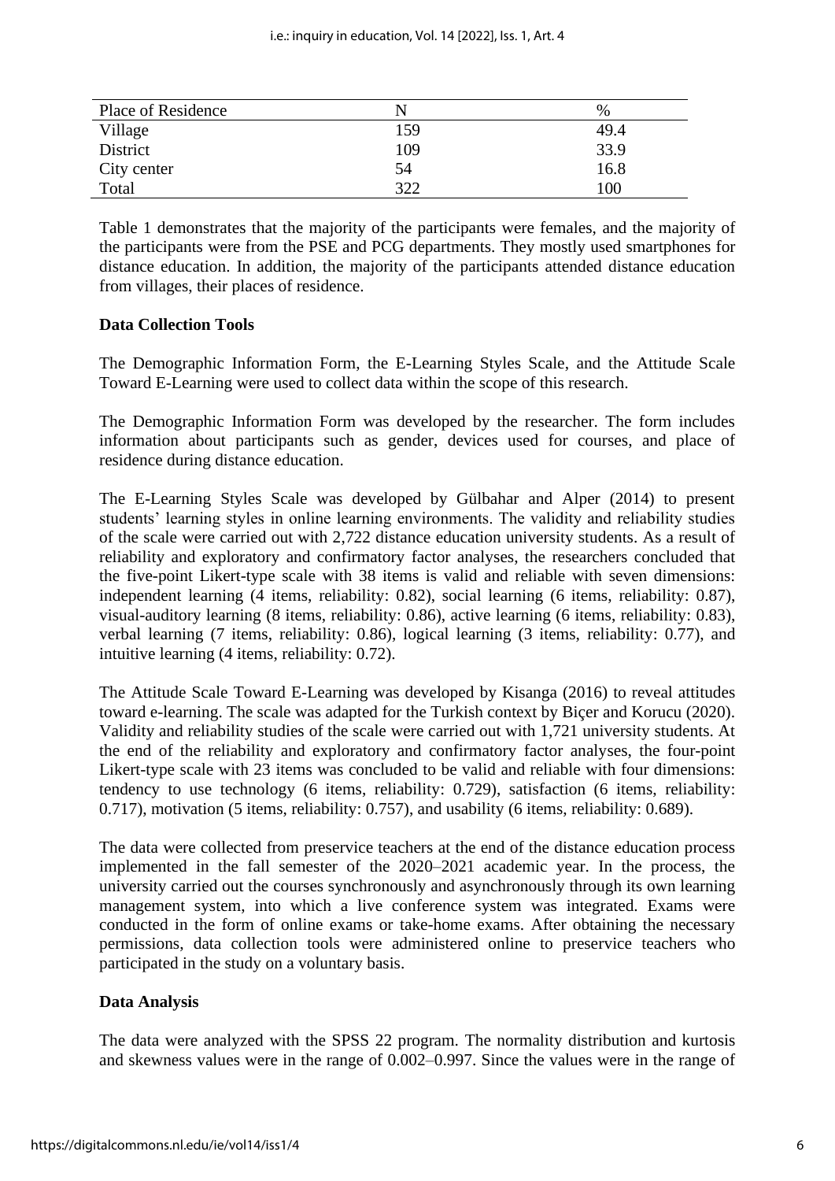| Place of Residence | N | % |
|---|---|---|
| Village | 159 | 49.4 |
| District | 109 | 33.9 |
| City center | 54 | 16.8 |
| Total | 322 | 100 |

Table 1 demonstrates that the majority of the participants were females, and the majority of the participants were from the PSE and PCG departments. They mostly used smartphones for distance education. In addition, the majority of the participants attended distance education from villages, their places of residence.

### Data Collection Tools

The Demographic Information Form, the E-Learning Styles Scale, and the Attitude Scale Toward E-Learning were used to collect data within the scope of this research.

The Demographic Information Form was developed by the researcher. The form includes information about participants such as gender, devices used for courses, and place of residence during distance education.

The E-Learning Styles Scale was developed by Gülbahar and Alper (2014) to present students' learning styles in online learning environments. The validity and reliability studies of the scale were carried out with 2,722 distance education university students. As a result of reliability and exploratory and confirmatory factor analyses, the researchers concluded that the five-point Likert-type scale with 38 items is valid and reliable with seven dimensions: independent learning (4 items, reliability: 0.82), social learning (6 items, reliability: 0.87), visual-auditory learning (8 items, reliability: 0.86), active learning (6 items, reliability: 0.83), verbal learning (7 items, reliability: 0.86), logical learning (3 items, reliability: 0.77), and intuitive learning (4 items, reliability: 0.72).

The Attitude Scale Toward E-Learning was developed by Kisanga (2016) to reveal attitudes toward e-learning. The scale was adapted for the Turkish context by Biçer and Korucu (2020). Validity and reliability studies of the scale were carried out with 1,721 university students. At the end of the reliability and exploratory and confirmatory factor analyses, the four-point Likert-type scale with 23 items was concluded to be valid and reliable with four dimensions: tendency to use technology (6 items, reliability: 0.729), satisfaction (6 items, reliability: 0.717), motivation (5 items, reliability: 0.757), and usability (6 items, reliability: 0.689).

The data were collected from preservice teachers at the end of the distance education process implemented in the fall semester of the 2020–2021 academic year. In the process, the university carried out the courses synchronously and asynchronously through its own learning management system, into which a live conference system was integrated. Exams were conducted in the form of online exams or take-home exams. After obtaining the necessary permissions, data collection tools were administered online to preservice teachers who participated in the study on a voluntary basis.

### Data Analysis

The data were analyzed with the SPSS 22 program. The normality distribution and kurtosis and skewness values were in the range of 0.002–0.997. Since the values were in the range of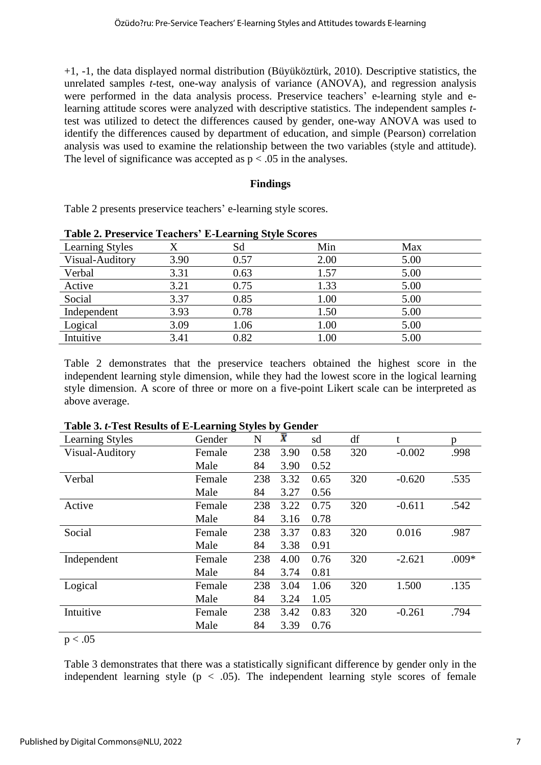+1, -1, the data displayed normal distribution (Büyüköztürk, 2010). Descriptive statistics, the unrelated samples *t*-test, one-way analysis of variance (ANOVA), and regression analysis were performed in the data analysis process. Preservice teachers' e-learning style and e-learning attitude scores were analyzed with descriptive statistics. The independent samples *t*-test was utilized to detect the differences caused by gender, one-way ANOVA was used to identify the differences caused by department of education, and simple (Pearson) correlation analysis was used to examine the relationship between the two variables (style and attitude). The level of significance was accepted as $p < .05$ in the analyses.

## Findings

Table 2 presents preservice teachers' e-learning style scores.

**Table 2. Preservice Teachers' E-Learning Style Scores**

| Learning Styles | X | Sd | Min | Max |
|---|---|---|---|---|
| Visual-Auditory | 3.90 | 0.57 | 2.00 | 5.00 |
| Verbal | 3.31 | 0.63 | 1.57 | 5.00 |
| Active | 3.21 | 0.75 | 1.33 | 5.00 |
| Social | 3.37 | 0.85 | 1.00 | 5.00 |
| Independent | 3.93 | 0.78 | 1.50 | 5.00 |
| Logical | 3.09 | 1.06 | 1.00 | 5.00 |
| Intuitive | 3.41 | 0.82 | 1.00 | 5.00 |

Table 2 demonstrates that the preservice teachers obtained the highest score in the independent learning style dimension, while they had the lowest score in the logical learning style dimension. A score of three or more on a five-point Likert scale can be interpreted as above average.

**Table 3. *t*-Test Results of E-Learning Styles by Gender**

| Learning Styles | Gender | N | $\bar{X}$ | sd | df | t | p |
|---|---|---|---|---|---|---|---|
| Visual-Auditory | Female | 238 | 3.90 | 0.58 | 320 | -0.002 | .998 |
| | Male | 84 | 3.90 | 0.52 | | | |
| Verbal | Female | 238 | 3.32 | 0.65 | 320 | -0.620 | .535 |
| | Male | 84 | 3.27 | 0.56 | | | |
| Active | Female | 238 | 3.22 | 0.75 | 320 | -0.611 | .542 |
| | Male | 84 | 3.16 | 0.78 | | | |
| Social | Female | 238 | 3.37 | 0.83 | 320 | 0.016 | .987 |
| | Male | 84 | 3.38 | 0.91 | | | |
| Independent | Female | 238 | 4.00 | 0.76 | 320 | -2.621 | .009* |
| | Male | 84 | 3.74 | 0.81 | | | |
| Logical | Female | 238 | 3.04 | 1.06 | 320 | 1.500 | .135 |
| | Male | 84 | 3.24 | 1.05 | | | |
| Intuitive | Female | 238 | 3.42 | 0.83 | 320 | -0.261 | .794 |
| | Male | 84 | 3.39 | 0.76 | | | |

$p < .05$

Table 3 demonstrates that there was a statistically significant difference by gender only in the independent learning style ($p < .05$). The independent learning style scores of female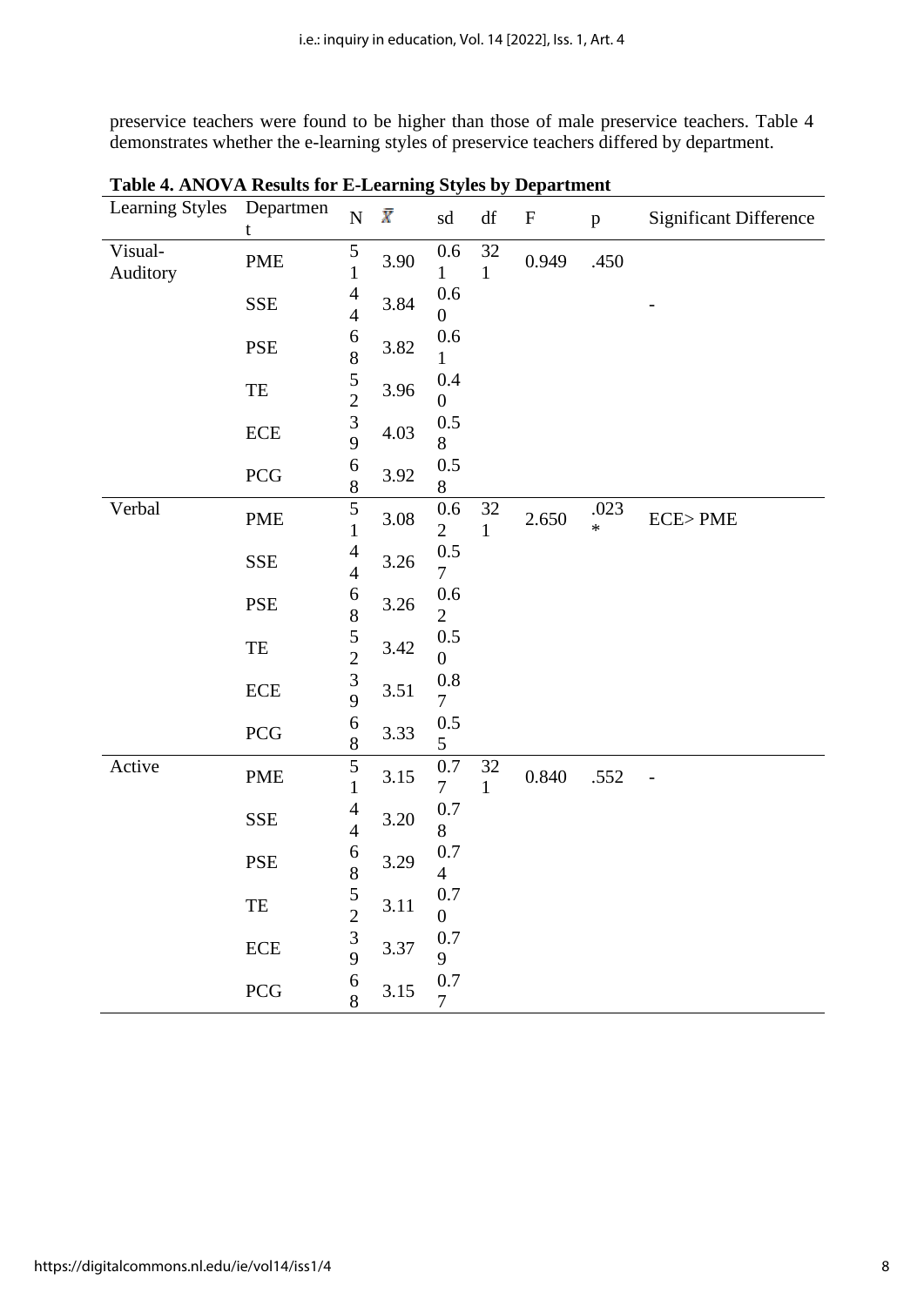preservice teachers were found to be higher than those of male preservice teachers. Table 4 demonstrates whether the e-learning styles of preservice teachers differed by department.

**Table 4. ANOVA Results for E-Learning Styles by Department**

| Learning Styles | Department | N | $\bar{X}$ | sd | df | F | p | Significant Difference |
|---|---|---|---|---|---|---|---|---|
| Visual-Auditory | PME | 51 | 3.90 | 0.61 | 321 | 0.949 | .450 | - |
| | SSE | 44 | 3.84 | 0.60 | | | | |
| | PSE | 68 | 3.82 | 0.61 | | | | |
| | TE | 52 | 3.96 | 0.40 | | | | |
| | ECE | 39 | 4.03 | 0.58 | | | | |
| | PCG | 68 | 3.92 | 0.58 | | | | |
| Verbal | PME | 51 | 3.08 | 0.62 | 321 | 2.650 | .023* | ECE> PME |
| | SSE | 44 | 3.26 | 0.57 | | | | |
| | PSE | 68 | 3.26 | 0.62 | | | | |
| | TE | 52 | 3.42 | 0.50 | | | | |
| | ECE | 39 | 3.51 | 0.87 | | | | |
| | PCG | 68 | 3.33 | 0.55 | | | | |
| Active | PME | 51 | 3.15 | 0.77 | 321 | 0.840 | .552 | - |
| | SSE | 44 | 3.20 | 0.78 | | | | |
| | PSE | 68 | 3.29 | 0.74 | | | | |
| | TE | 52 | 3.11 | 0.70 | | | | |
| | ECE | 39 | 3.37 | 0.79 | | | | |
| | PCG | 68 | 3.15 | 0.77 | | | | |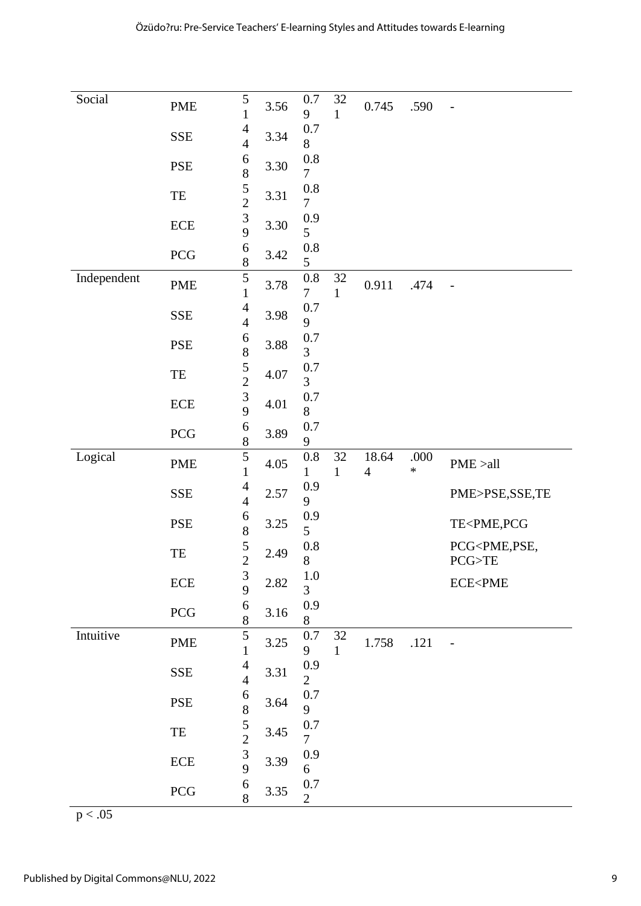| Social | PME | 51 | 3.56 | 0.79 | 321 | 0.745 | .590 | - |
|---|---|---|---|---|---|---|---|---|
| | SSE | 44 | 3.34 | 0.78 | | | | |
| | PSE | 68 | 3.30 | 0.87 | | | | |
| | TE | 52 | 3.31 | 0.87 | | | | |
| | ECE | 39 | 3.30 | 0.95 | | | | |
| | PCG | 68 | 3.42 | 0.85 | | | | |
| Independent | PME | 51 | 3.78 | 0.87 | 321 | 0.911 | .474 | - |
| | SSE | 44 | 3.98 | 0.79 | | | | |
| | PSE | 68 | 3.88 | 0.73 | | | | |
| | TE | 52 | 4.07 | 0.73 | | | | |
| | ECE | 39 | 4.01 | 0.78 | | | | |
| | PCG | 68 | 3.89 | 0.79 | | | | |
| Logical | PME | 51 | 4.05 | 0.81 | 321 | 18.644 | .000* | PME >all |
| | SSE | 44 | 2.57 | 0.99 | | | | PME>PSE,SSE,TE |
| | PSE | 68 | 3.25 | 0.95 | | | | TE<PME,PCG |
| | TE | 52 | 2.49 | 0.88 | | | | PCG<PME,PSE, PCG>TE |
| | ECE | 39 | 2.82 | 1.03 | | | | ECE<PME |
| | PCG | 68 | 3.16 | 0.98 | | | | |
| Intuitive | PME | 51 | 3.25 | 0.79 | 321 | 1.758 | .121 | - |
| | SSE | 44 | 3.31 | 0.92 | | | | |
| | PSE | 68 | 3.64 | 0.79 | | | | |
| | TE | 52 | 3.45 | 0.77 | | | | |
| | ECE | 39 | 3.39 | 0.96 | | | | |
| | PCG | 68 | 3.35 | 0.72 | | | | |

$p < .05$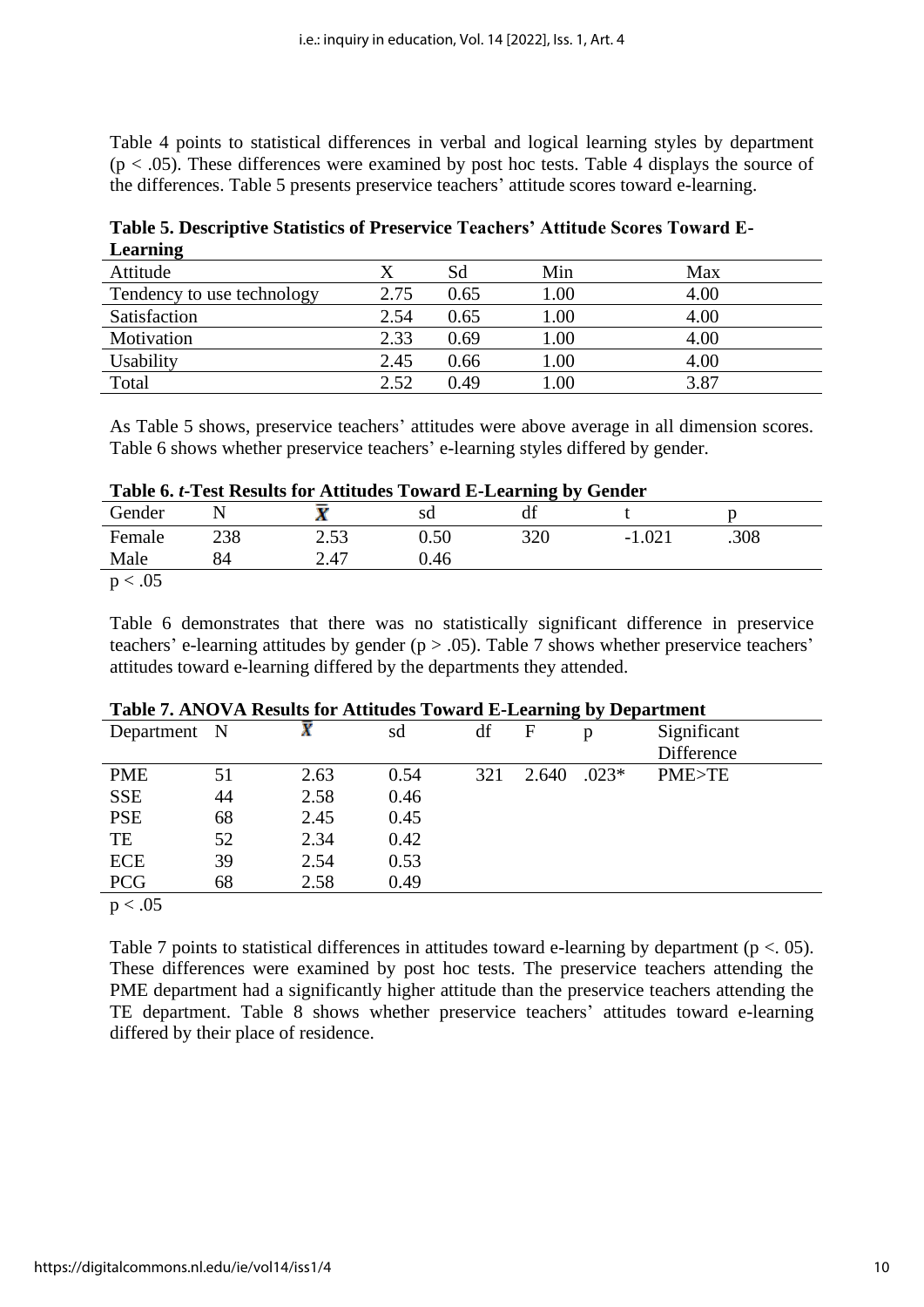Table 4 points to statistical differences in verbal and logical learning styles by department ($p < .05$). These differences were examined by post hoc tests. Table 4 displays the source of the differences. Table 5 presents preservice teachers' attitude scores toward e-learning.

**Table 5. Descriptive Statistics of Preservice Teachers' Attitude Scores Toward E-Learning**

| Attitude | X | Sd | Min | Max |
|---|---|---|---|---|
| Tendency to use technology | 2.75 | 0.65 | 1.00 | 4.00 |
| Satisfaction | 2.54 | 0.65 | 1.00 | 4.00 |
| Motivation | 2.33 | 0.69 | 1.00 | 4.00 |
| Usability | 2.45 | 0.66 | 1.00 | 4.00 |
| Total | 2.52 | 0.49 | 1.00 | 3.87 |

As Table 5 shows, preservice teachers' attitudes were above average in all dimension scores. Table 6 shows whether preservice teachers' e-learning styles differed by gender.

**Table 6. *t*-Test Results for Attitudes Toward E-Learning by Gender**

| Gender | N | $\bar{X}$ | sd | df | t | p |
|---|---|---|---|---|---|---|
| Female | 238 | 2.53 | 0.50 | 320 | -1.021 | .308 |
| Male | 84 | 2.47 | 0.46 | | | |

$p < .05$

Table 6 demonstrates that there was no statistically significant difference in preservice teachers' e-learning attitudes by gender ($p > .05$). Table 7 shows whether preservice teachers' attitudes toward e-learning differed by the departments they attended.

**Table 7. ANOVA Results for Attitudes Toward E-Learning by Department**

| Department | N | $\bar{X}$ | sd | df | F | p | Significant Difference |
|---|---|---|---|---|---|---|---|
| PME | 51 | 2.63 | 0.54 | 321 | 2.640 | .023* | PME>TE |
| SSE | 44 | 2.58 | 0.46 | | | | |
| PSE | 68 | 2.45 | 0.45 | | | | |
| TE | 52 | 2.34 | 0.42 | | | | |
| ECE | 39 | 2.54 | 0.53 | | | | |
| PCG | 68 | 2.58 | 0.49 | | | | |

$p < .05$

Table 7 points to statistical differences in attitudes toward e-learning by department ($p <. 05$). These differences were examined by post hoc tests. The preservice teachers attending the PME department had a significantly higher attitude than the preservice teachers attending the TE department. Table 8 shows whether preservice teachers' attitudes toward e-learning differed by their place of residence.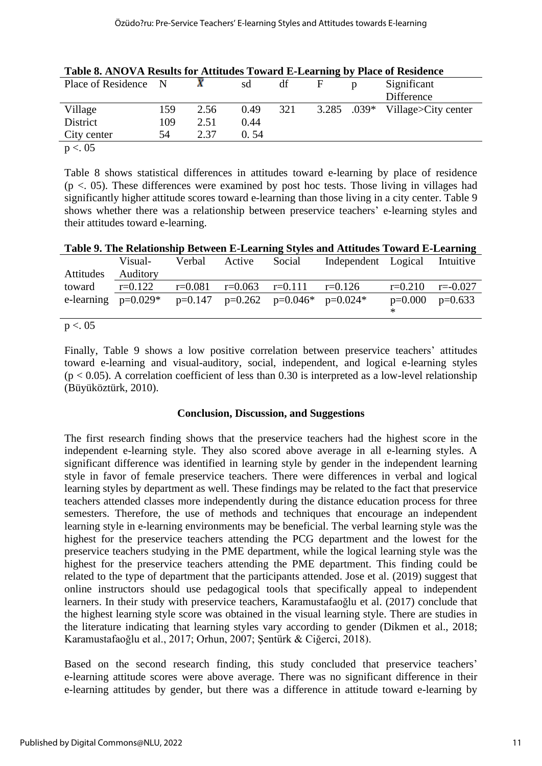**Table 8. ANOVA Results for Attitudes Toward E-Learning by Place of Residence**

| Place of Residence | N | $\bar{X}$ | sd | df | F | p | Significant Difference |
|---|---|---|---|---|---|---|---|
| Village | 159 | 2.56 | 0.49 | 321 | 3.285 | .039* | Village>City center |
| District | 109 | 2.51 | 0.44 | | | | |
| City center | 54 | 2.37 | 0. 54 | | | | |

p <. 05

Table 8 shows statistical differences in attitudes toward e-learning by place of residence (p <. 05). These differences were examined by post hoc tests. Those living in villages had significantly higher attitude scores toward e-learning than those living in a city center. Table 9 shows whether there was a relationship between preservice teachers' e-learning styles and their attitudes toward e-learning.

**Table 9. The Relationship Between E-Learning Styles and Attitudes Toward E-Learning**

| Attitudes | Visual-Auditory | Verbal | Active | Social | Independent | Logical | Intuitive |
|---|---|---|---|---|---|---|---|
| toward | r=0.122 | r=0.081 | r=0.063 | r=0.111 | r=0.126 | r=0.210 | r=-0.027 |
| e-learning | p=0.029* | p=0.147 | p=0.262 | p=0.046* | p=0.024* | p=0.000* | p=0.633 |

p <. 05

Finally, Table 9 shows a low positive correlation between preservice teachers' attitudes toward e-learning and visual-auditory, social, independent, and logical e-learning styles ($p < 0.05$). A correlation coefficient of less than 0.30 is interpreted as a low-level relationship (Büyüköztürk, 2010).

## Conclusion, Discussion, and Suggestions

The first research finding shows that the preservice teachers had the highest score in the independent e-learning style. They also scored above average in all e-learning styles. A significant difference was identified in learning style by gender in the independent learning style in favor of female preservice teachers. There were differences in verbal and logical learning styles by department as well. These findings may be related to the fact that preservice teachers attended classes more independently during the distance education process for three semesters. Therefore, the use of methods and techniques that encourage an independent learning style in e-learning environments may be beneficial. The verbal learning style was the highest for the preservice teachers attending the PCG department and the lowest for the preservice teachers studying in the PME department, while the logical learning style was the highest for the preservice teachers attending the PME department. This finding could be related to the type of department that the participants attended. Jose et al. (2019) suggest that online instructors should use pedagogical tools that specifically appeal to independent learners. In their study with preservice teachers, Karamustafaoğlu et al. (2017) conclude that the highest learning style score was obtained in the visual learning style. There are studies in the literature indicating that learning styles vary according to gender (Dikmen et al., 2018; Karamustafaoğlu et al., 2017; Orhun, 2007; Şentürk & Ciğerci, 2018).

Based on the second research finding, this study concluded that preservice teachers' e-learning attitude scores were above average. There was no significant difference in their e-learning attitudes by gender, but there was a difference in attitude toward e-learning by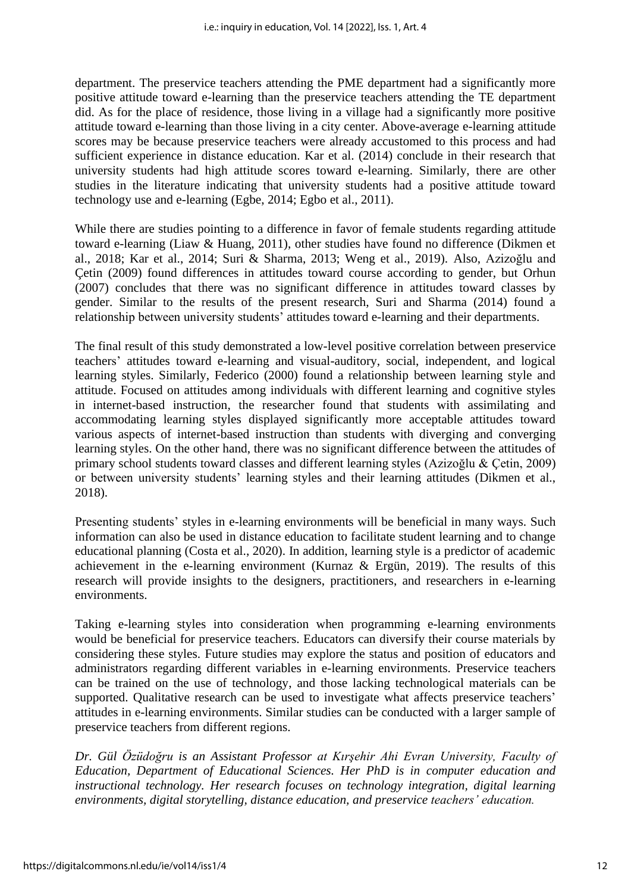department. The preservice teachers attending the PME department had a significantly more positive attitude toward e-learning than the preservice teachers attending the TE department did. As for the place of residence, those living in a village had a significantly more positive attitude toward e-learning than those living in a city center. Above-average e-learning attitude scores may be because preservice teachers were already accustomed to this process and had sufficient experience in distance education. Kar et al. (2014) conclude in their research that university students had high attitude scores toward e-learning. Similarly, there are other studies in the literature indicating that university students had a positive attitude toward technology use and e-learning (Egbe, 2014; Egbo et al., 2011).

While there are studies pointing to a difference in favor of female students regarding attitude toward e-learning (Liaw & Huang, 2011), other studies have found no difference (Dikmen et al., 2018; Kar et al., 2014; Suri & Sharma, 2013; Weng et al., 2019). Also, Azizoğlu and Çetin (2009) found differences in attitudes toward course according to gender, but Orhun (2007) concludes that there was no significant difference in attitudes toward classes by gender. Similar to the results of the present research, Suri and Sharma (2014) found a relationship between university students' attitudes toward e-learning and their departments.

The final result of this study demonstrated a low-level positive correlation between preservice teachers' attitudes toward e-learning and visual-auditory, social, independent, and logical learning styles. Similarly, Federico (2000) found a relationship between learning style and attitude. Focused on attitudes among individuals with different learning and cognitive styles in internet-based instruction, the researcher found that students with assimilating and accommodating learning styles displayed significantly more acceptable attitudes toward various aspects of internet-based instruction than students with diverging and converging learning styles. On the other hand, there was no significant difference between the attitudes of primary school students toward classes and different learning styles (Azizoğlu & Çetin, 2009) or between university students' learning styles and their learning attitudes (Dikmen et al., 2018).

Presenting students' styles in e-learning environments will be beneficial in many ways. Such information can also be used in distance education to facilitate student learning and to change educational planning (Costa et al., 2020). In addition, learning style is a predictor of academic achievement in the e-learning environment (Kurnaz & Ergün, 2019). The results of this research will provide insights to the designers, practitioners, and researchers in e-learning environments.

Taking e-learning styles into consideration when programming e-learning environments would be beneficial for preservice teachers. Educators can diversify their course materials by considering these styles. Future studies may explore the status and position of educators and administrators regarding different variables in e-learning environments. Preservice teachers can be trained on the use of technology, and those lacking technological materials can be supported. Qualitative research can be used to investigate what affects preservice teachers' attitudes in e-learning environments. Similar studies can be conducted with a larger sample of preservice teachers from different regions.

*Dr. Gül Özüdoğru is an Assistant Professor at Kırşehir Ahi Evran University, Faculty of Education, Department of Educational Sciences. Her PhD is in computer education and instructional technology. Her research focuses on technology integration, digital learning environments, digital storytelling, distance education, and preservice teachers' education.*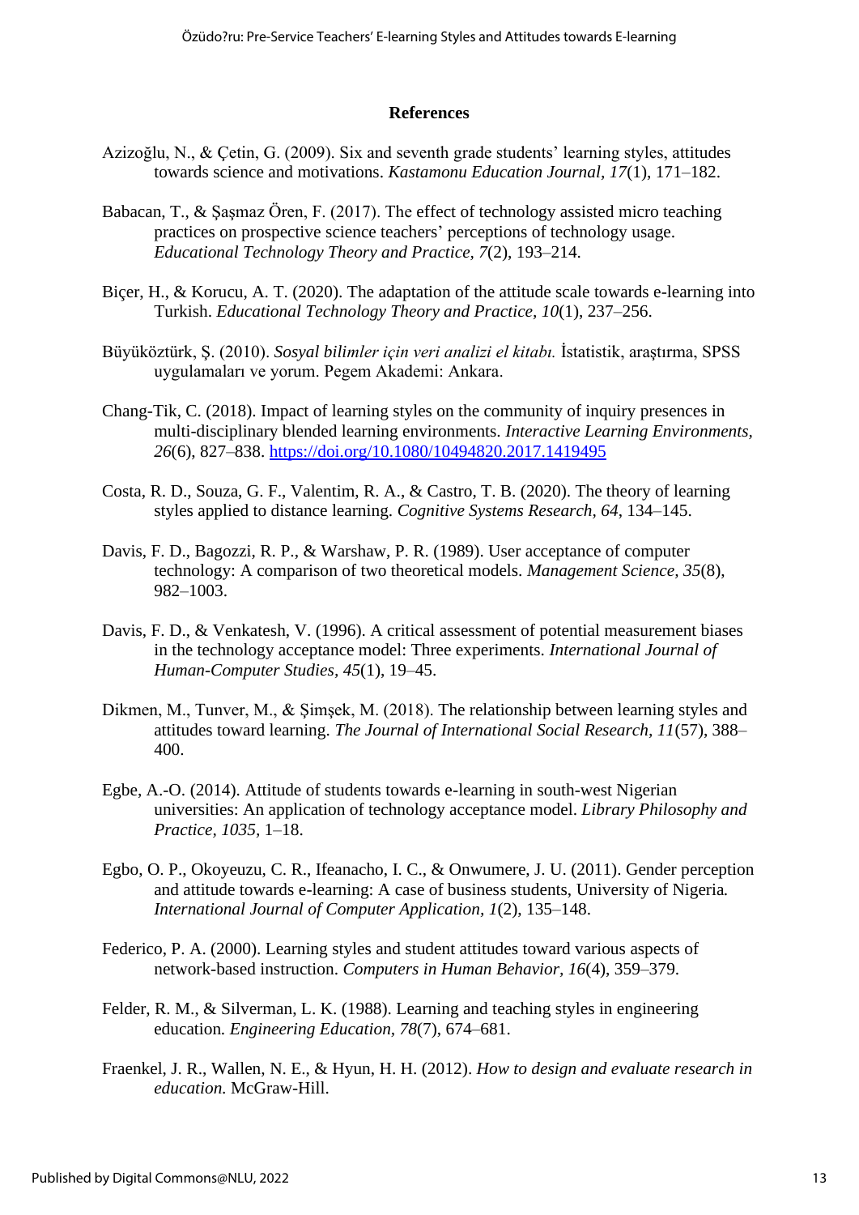## References

Azizoğlu, N., & Çetin, G. (2009). Six and seventh grade students' learning styles, attitudes towards science and motivations. *Kastamonu Education Journal, 17*(1), 171–182.

Babacan, T., & Şaşmaz Ören, F. (2017). The effect of technology assisted micro teaching practices on prospective science teachers' perceptions of technology usage. *Educational Technology Theory and Practice, 7*(2), 193–214.

Biçer, H., & Korucu, A. T. (2020). The adaptation of the attitude scale towards e-learning into Turkish. *Educational Technology Theory and Practice, 10*(1), 237–256.

Büyüköztürk, Ş. (2010). *Sosyal bilimler için veri analizi el kitabı.* İstatistik, araştırma, SPSS uygulamaları ve yorum. Pegem Akademi: Ankara.

Chang-Tik, C. (2018). Impact of learning styles on the community of inquiry presences in multi-disciplinary blended learning environments. *Interactive Learning Environments, 26*(6), 827–838. https://doi.org/10.1080/10494820.2017.1419495

Costa, R. D., Souza, G. F., Valentim, R. A., & Castro, T. B. (2020). The theory of learning styles applied to distance learning. *Cognitive Systems Research, 64*, 134–145.

Davis, F. D., Bagozzi, R. P., & Warshaw, P. R. (1989). User acceptance of computer technology: A comparison of two theoretical models. *Management Science, 35*(8), 982–1003.

Davis, F. D., & Venkatesh, V. (1996). A critical assessment of potential measurement biases in the technology acceptance model: Three experiments. *International Journal of Human-Computer Studies, 45*(1), 19–45.

Dikmen, M., Tunver, M., & Şimşek, M. (2018). The relationship between learning styles and attitudes toward learning. *The Journal of International Social Research, 11*(57), 388–400.

Egbe, A.-O. (2014). Attitude of students towards e-learning in south-west Nigerian universities: An application of technology acceptance model. *Library Philosophy and Practice, 1035*, 1–18.

Egbo, O. P., Okoyeuzu, C. R., Ifeanacho, I. C., & Onwumere, J. U. (2011). Gender perception and attitude towards e-learning: A case of business students, University of Nigeria. *International Journal of Computer Application, 1*(2), 135–148.

Federico, P. A. (2000). Learning styles and student attitudes toward various aspects of network-based instruction. *Computers in Human Behavior, 16*(4), 359–379.

Felder, R. M., & Silverman, L. K. (1988). Learning and teaching styles in engineering education. *Engineering Education, 78*(7), 674–681.

Fraenkel, J. R., Wallen, N. E., & Hyun, H. H. (2012). *How to design and evaluate research in education.* McGraw-Hill.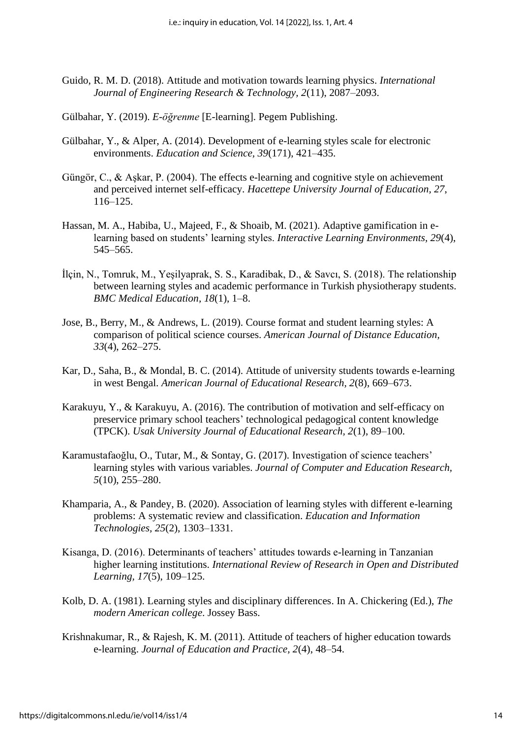Guido, R. M. D. (2018). Attitude and motivation towards learning physics. *International Journal of Engineering Research & Technology, 2*(11), 2087–2093.

Gülbahar, Y. (2019). *E-öğrenme* [E-learning]. Pegem Publishing.

Gülbahar, Y., & Alper, A. (2014). Development of e-learning styles scale for electronic environments. *Education and Science, 39*(171), 421–435.

Güngör, C., & Aşkar, P. (2004). The effects e-learning and cognitive style on achievement and perceived internet self-efficacy. *Hacettepe University Journal of Education, 27*, 116–125.

Hassan, M. A., Habiba, U., Majeed, F., & Shoaib, M. (2021). Adaptive gamification in e-learning based on students' learning styles. *Interactive Learning Environments, 29*(4), 545–565.

İlçin, N., Tomruk, M., Yeşilyaprak, S. S., Karadibak, D., & Savcı, S. (2018). The relationship between learning styles and academic performance in Turkish physiotherapy students. *BMC Medical Education, 18*(1), 1–8.

Jose, B., Berry, M., & Andrews, L. (2019). Course format and student learning styles: A comparison of political science courses. *American Journal of Distance Education, 33*(4), 262–275.

Kar, D., Saha, B., & Mondal, B. C. (2014). Attitude of university students towards e-learning in west Bengal. *American Journal of Educational Research, 2*(8), 669–673.

Karakuyu, Y., & Karakuyu, A. (2016). The contribution of motivation and self-efficacy on preservice primary school teachers' technological pedagogical content knowledge (TPCK). *Usak University Journal of Educational Research, 2*(1), 89–100.

Karamustafaoğlu, O., Tutar, M., & Sontay, G. (2017). Investigation of science teachers' learning styles with various variables. *Journal of Computer and Education Research, 5*(10), 255–280.

Khamparia, A., & Pandey, B. (2020). Association of learning styles with different e-learning problems: A systematic review and classification. *Education and Information Technologies, 25*(2), 1303–1331.

Kisanga, D. (2016). Determinants of teachers' attitudes towards e-learning in Tanzanian higher learning institutions. *International Review of Research in Open and Distributed Learning, 17*(5), 109–125.

Kolb, D. A. (1981). Learning styles and disciplinary differences. In A. Chickering (Ed.), *The modern American college*. Jossey Bass.

Krishnakumar, R., & Rajesh, K. M. (2011). Attitude of teachers of higher education towards e-learning. *Journal of Education and Practice, 2*(4), 48–54.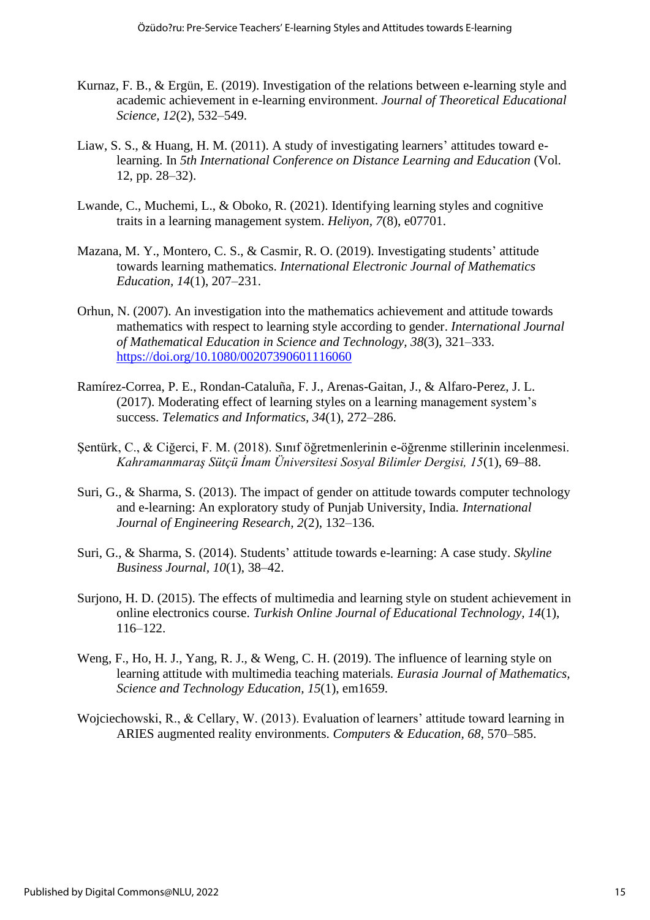Kurnaz, F. B., & Ergün, E. (2019). Investigation of the relations between e-learning style and academic achievement in e-learning environment. *Journal of Theoretical Educational Science, 12*(2), 532–549.

Liaw, S. S., & Huang, H. M. (2011). A study of investigating learners' attitudes toward e-learning. In *5th International Conference on Distance Learning and Education* (Vol. 12, pp. 28–32).

Lwande, C., Muchemi, L., & Oboko, R. (2021). Identifying learning styles and cognitive traits in a learning management system. *Heliyon, 7*(8), e07701.

Mazana, M. Y., Montero, C. S., & Casmir, R. O. (2019). Investigating students' attitude towards learning mathematics. *International Electronic Journal of Mathematics Education, 14*(1), 207–231.

Orhun, N. (2007). An investigation into the mathematics achievement and attitude towards mathematics with respect to learning style according to gender. *International Journal of Mathematical Education in Science and Technology, 38*(3), 321–333. https://doi.org/10.1080/00207390601116060

Ramírez-Correa, P. E., Rondan-Cataluña, F. J., Arenas-Gaitan, J., & Alfaro-Perez, J. L. (2017). Moderating effect of learning styles on a learning management system's success. *Telematics and Informatics, 34*(1), 272–286.

Şentürk, C., & Ciğerci, F. M. (2018). Sınıf öğretmenlerinin e-öğrenme stillerinin incelenmesi. *Kahramanmaraş Sütçü İmam Üniversitesi Sosyal Bilimler Dergisi, 15*(1), 69–88.

Suri, G., & Sharma, S. (2013). The impact of gender on attitude towards computer technology and e-learning: An exploratory study of Punjab University, India. *International Journal of Engineering Research, 2*(2), 132–136.

Suri, G., & Sharma, S. (2014). Students' attitude towards e-learning: A case study. *Skyline Business Journal, 10*(1), 38–42.

Surjono, H. D. (2015). The effects of multimedia and learning style on student achievement in online electronics course. *Turkish Online Journal of Educational Technology, 14*(1), 116–122.

Weng, F., Ho, H. J., Yang, R. J., & Weng, C. H. (2019). The influence of learning style on learning attitude with multimedia teaching materials. *Eurasia Journal of Mathematics, Science and Technology Education, 15*(1), em1659.

Wojciechowski, R., & Cellary, W. (2013). Evaluation of learners' attitude toward learning in ARIES augmented reality environments. *Computers & Education, 68*, 570–585.